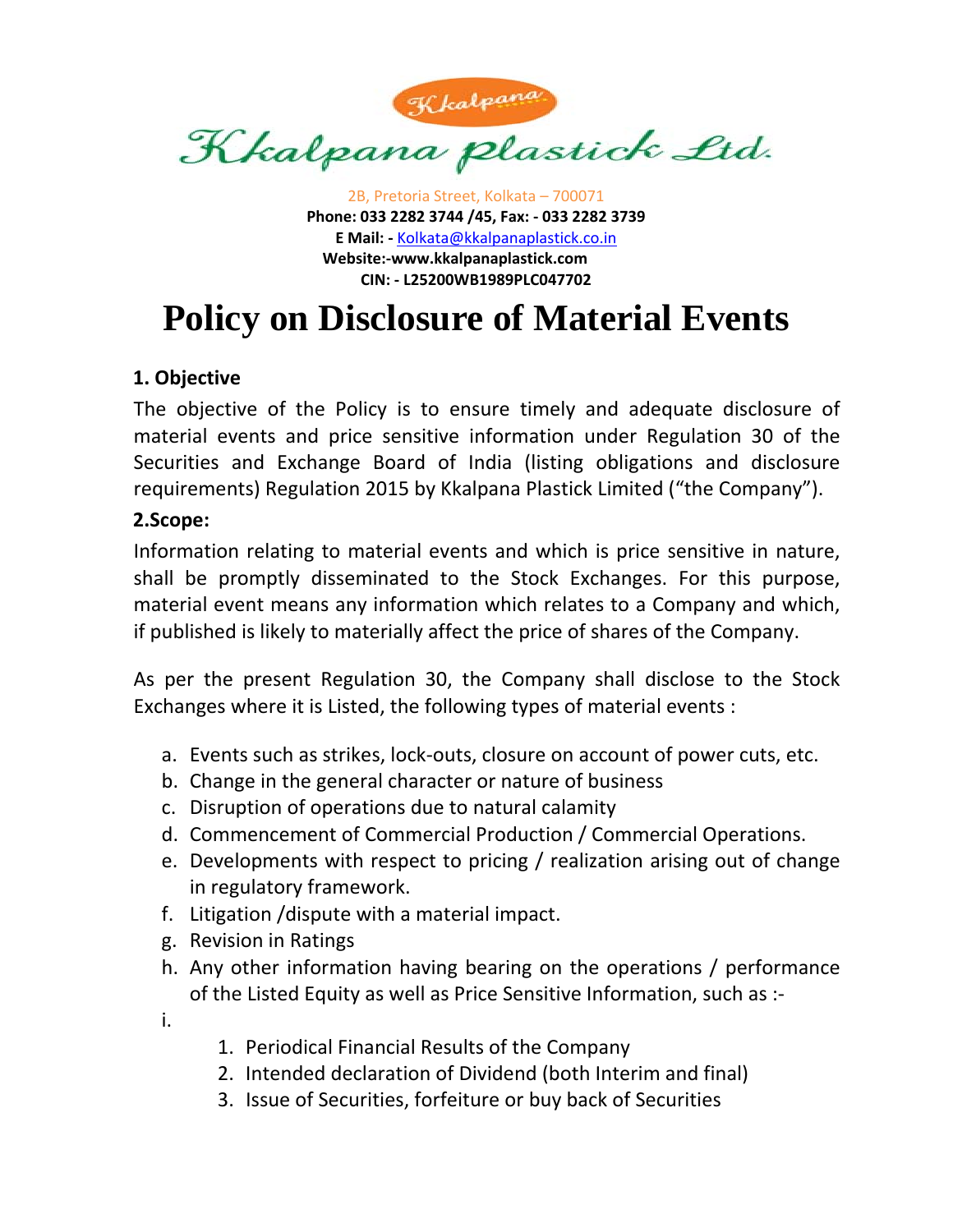Kkalpana

Kkalpana plastick Ltd.

2B, Pretoria Street, Kolkata – 700071
**Phone: 033 2282 3744 /45, Fax: - 033 2282 3739**
**E Mail: -** Kolkata@kkalpanaplastick.co.in
**Website:-www.kkalpanaplastick.com**
**CIN: - L25200WB1989PLC047702**

# Policy on Disclosure of Material Events

## 1. Objective

The objective of the Policy is to ensure timely and adequate disclosure of material events and price sensitive information under Regulation 30 of the Securities and Exchange Board of India (listing obligations and disclosure requirements) Regulation 2015 by Kkalpana Plastick Limited ("the Company").

## 2.Scope:

Information relating to material events and which is price sensitive in nature, shall be promptly disseminated to the Stock Exchanges. For this purpose, material event means any information which relates to a Company and which, if published is likely to materially affect the price of shares of the Company.

As per the present Regulation 30, the Company shall disclose to the Stock Exchanges where it is Listed, the following types of material events :

a. Events such as strikes, lock-outs, closure on account of power cuts, etc.
b. Change in the general character or nature of business
c. Disruption of operations due to natural calamity
d. Commencement of Commercial Production / Commercial Operations.
e. Developments with respect to pricing / realization arising out of change in regulatory framework.
f. Litigation /dispute with a material impact.
g. Revision in Ratings
h. Any other information having bearing on the operations / performance of the Listed Equity as well as Price Sensitive Information, such as :-
i.
   1. Periodical Financial Results of the Company
   2. Intended declaration of Dividend (both Interim and final)
   3. Issue of Securities, forfeiture or buy back of Securities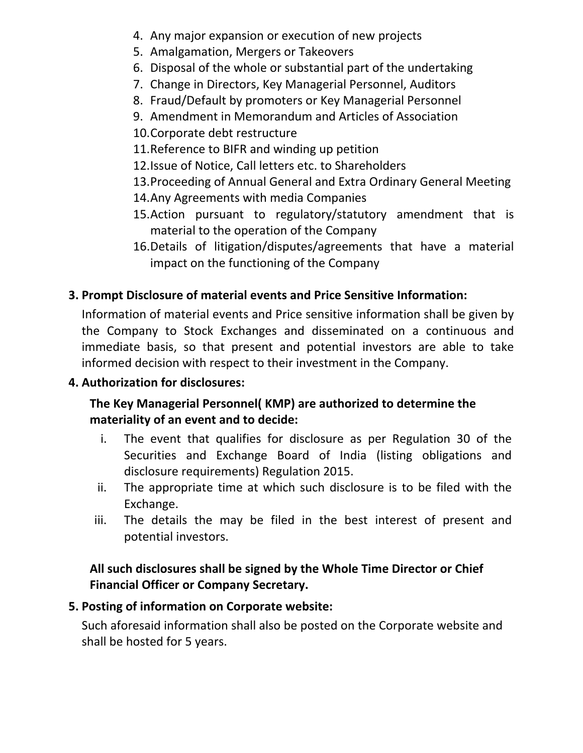4. Any major expansion or execution of new projects
5. Amalgamation, Mergers or Takeovers
6. Disposal of the whole or substantial part of the undertaking
7. Change in Directors, Key Managerial Personnel, Auditors
8. Fraud/Default by promoters or Key Managerial Personnel
9. Amendment in Memorandum and Articles of Association
10. Corporate debt restructure
11. Reference to BIFR and winding up petition
12. Issue of Notice, Call letters etc. to Shareholders
13. Proceeding of Annual General and Extra Ordinary General Meeting
14. Any Agreements with media Companies
15. Action pursuant to regulatory/statutory amendment that is material to the operation of the Company
16. Details of litigation/disputes/agreements that have a material impact on the functioning of the Company

**3. Prompt Disclosure of material events and Price Sensitive Information:**

Information of material events and Price sensitive information shall be given by the Company to Stock Exchanges and disseminated on a continuous and immediate basis, so that present and potential investors are able to take informed decision with respect to their investment in the Company.

**4. Authorization for disclosures:**

**The Key Managerial Personnel( KMP) are authorized to determine the materiality of an event and to decide:**

i. The event that qualifies for disclosure as per Regulation 30 of the Securities and Exchange Board of India (listing obligations and disclosure requirements) Regulation 2015.
ii. The appropriate time at which such disclosure is to be filed with the Exchange.
iii. The details the may be filed in the best interest of present and potential investors.

**All such disclosures shall be signed by the Whole Time Director or Chief Financial Officer or Company Secretary.**

**5. Posting of information on Corporate website:**

Such aforesaid information shall also be posted on the Corporate website and shall be hosted for 5 years.